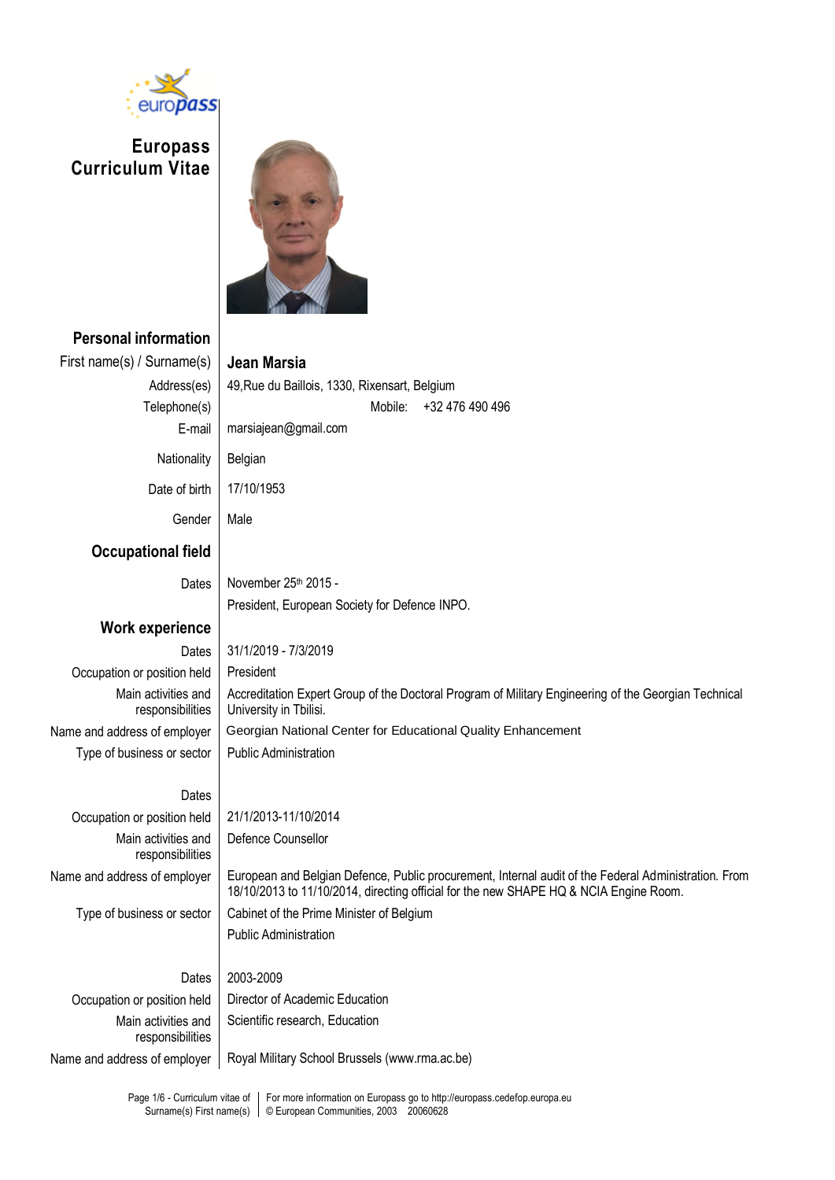# Europass Curriculum Vitae

## Personal information

| | |
|---|---|
| First name(s) / Surname(s) | **Jean Marsia** |
| Address(es) | 49,Rue du Baillois, 1330, Rixensart, Belgium |
| Telephone(s) | Mobile: +32 476 490 496 |
| E-mail | marsiajean@gmail.com |
| Nationality | Belgian |
| Date of birth | 17/10/1953 |
| Gender | Male |

## Occupational field

| | |
|---|---|
| Dates | November 25th 2015 - |
| | President, European Society for Defence INPO. |

## Work experience

| | |
|---|---|
| Dates | 31/1/2019 - 7/3/2019 |
| Occupation or position held | President |
| Main activities and responsibilities | Accreditation Expert Group of the Doctoral Program of Military Engineering of the Georgian Technical University in Tbilisi. |
| Name and address of employer | Georgian National Center for Educational Quality Enhancement |
| Type of business or sector | Public Administration |

| | |
|---|---|
| Dates | |
| Occupation or position held | 21/1/2013-11/10/2014 |
| Main activities and responsibilities | Defence Counsellor |
| Name and address of employer | European and Belgian Defence, Public procurement, Internal audit of the Federal Administration. From 18/10/2013 to 11/10/2014, directing official for the new SHAPE HQ & NCIA Engine Room. |
| Type of business or sector | Cabinet of the Prime Minister of Belgium |
| | Public Administration |

| | |
|---|---|
| Dates | 2003-2009 |
| Occupation or position held | Director of Academic Education |
| Main activities and responsibilities | Scientific research, Education |
| Name and address of employer | Royal Military School Brussels (www.rma.ac.be) |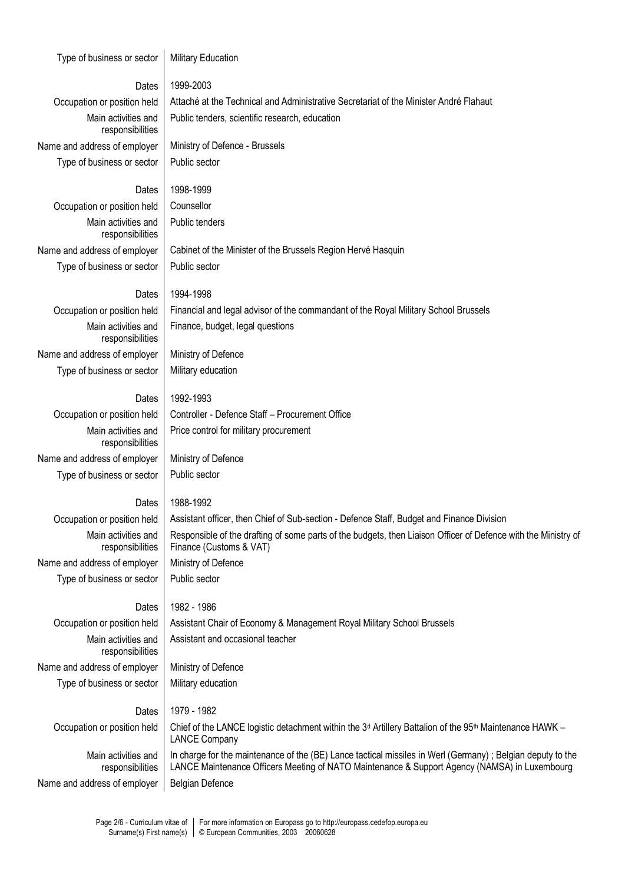| | |
|---|---|
| Type of business or sector | Military Education |
| | |
| Dates | 1999-2003 |
| Occupation or position held | Attaché at the Technical and Administrative Secretariat of the Minister André Flahaut |
| Main activities and responsibilities | Public tenders, scientific research, education |
| Name and address of employer | Ministry of Defence - Brussels |
| Type of business or sector | Public sector |
| | |
| Dates | 1998-1999 |
| Occupation or position held | Counsellor |
| Main activities and responsibilities | Public tenders |
| Name and address of employer | Cabinet of the Minister of the Brussels Region Hervé Hasquin |
| Type of business or sector | Public sector |
| | |
| Dates | 1994-1998 |
| Occupation or position held | Financial and legal advisor of the commandant of the Royal Military School Brussels |
| Main activities and responsibilities | Finance, budget, legal questions |
| Name and address of employer | Ministry of Defence |
| Type of business or sector | Military education |
| | |
| Dates | 1992-1993 |
| Occupation or position held | Controller - Defence Staff – Procurement Office |
| Main activities and responsibilities | Price control for military procurement |
| Name and address of employer | Ministry of Defence |
| Type of business or sector | Public sector |
| | |
| Dates | 1988-1992 |
| Occupation or position held | Assistant officer, then Chief of Sub-section - Defence Staff, Budget and Finance Division |
| Main activities and responsibilities | Responsible of the drafting of some parts of the budgets, then Liaison Officer of Defence with the Ministry of Finance (Customs & VAT) |
| Name and address of employer | Ministry of Defence |
| Type of business or sector | Public sector |
| | |
| Dates | 1982 - 1986 |
| Occupation or position held | Assistant Chair of Economy & Management Royal Military School Brussels |
| Main activities and responsibilities | Assistant and occasional teacher |
| Name and address of employer | Ministry of Defence |
| Type of business or sector | Military education |
| | |
| Dates | 1979 - 1982 |
| Occupation or position held | Chief of the LANCE logistic detachment within the 3d Artillery Battalion of the 95th Maintenance HAWK – LANCE Company |
| Main activities and responsibilities | In charge for the maintenance of the (BE) Lance tactical missiles in Werl (Germany) ; Belgian deputy to the LANCE Maintenance Officers Meeting of NATO Maintenance & Support Agency (NAMSA) in Luxembourg |
| Name and address of employer | Belgian Defence |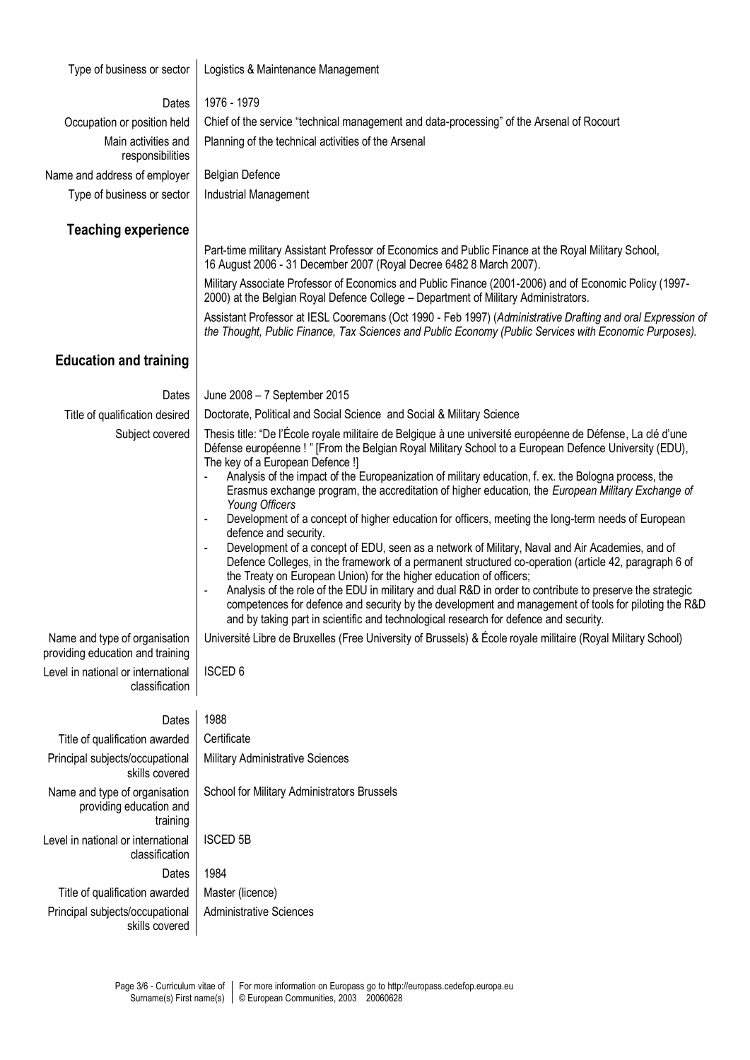| | |
|---|---|
| Type of business or sector | Logistics & Maintenance Management |
| Dates | 1976 - 1979 |
| Occupation or position held | Chief of the service "technical management and data-processing" of the Arsenal of Rocourt |
| Main activities and responsibilities | Planning of the technical activities of the Arsenal |
| Name and address of employer | Belgian Defence |
| Type of business or sector | Industrial Management |

## Teaching experience

Part-time military Assistant Professor of Economics and Public Finance at the Royal Military School, 16 August 2006 - 31 December 2007 (Royal Decree 6482 8 March 2007).

Military Associate Professor of Economics and Public Finance (2001-2006) and of Economic Policy (1997-2000) at the Belgian Royal Defence College – Department of Military Administrators.

Assistant Professor at IESL Cooremans (Oct 1990 - Feb 1997) (*Administrative Drafting and oral Expression of the Thought, Public Finance, Tax Sciences and Public Economy (Public Services with Economic Purposes).*

## Education and training

| | |
|---|---|
| Dates | June 2008 – 7 September 2015 |
| Title of qualification desired | Doctorate, Political and Social Science and Social & Military Science |
| Subject covered | Thesis title: "De l'École royale militaire de Belgique à une université européenne de Défense, La clé d'une Défense européenne ! " [From the Belgian Royal Military School to a European Defence University (EDU), The key of a European Defence !]<br>- Analysis of the impact of the Europeanization of military education, f. ex. the Bologna process, the Erasmus exchange program, the accreditation of higher education, the *European Military Exchange of Young Officers*<br>- Development of a concept of higher education for officers, meeting the long-term needs of European defence and security.<br>- Development of a concept of EDU, seen as a network of Military, Naval and Air Academies, and of Defence Colleges, in the framework of a permanent structured co-operation (article 42, paragraph 6 of the Treaty on European Union) for the higher education of officers;<br>- Analysis of the role of the EDU in military and dual R&D in order to contribute to preserve the strategic competences for defence and security by the development and management of tools for piloting the R&D and by taking part in scientific and technological research for defence and security. |
| Name and type of organisation providing education and training | Université Libre de Bruxelles (Free University of Brussels) & École royale militaire (Royal Military School) |
| Level in national or international classification | ISCED 6 |
| Dates | 1988 |
| Title of qualification awarded | Certificate |
| Principal subjects/occupational skills covered | Military Administrative Sciences |
| Name and type of organisation providing education and training | School for Military Administrators Brussels |
| Level in national or international classification | ISCED 5B |
| Dates | 1984 |
| Title of qualification awarded | Master (licence) |
| Principal subjects/occupational skills covered | Administrative Sciences |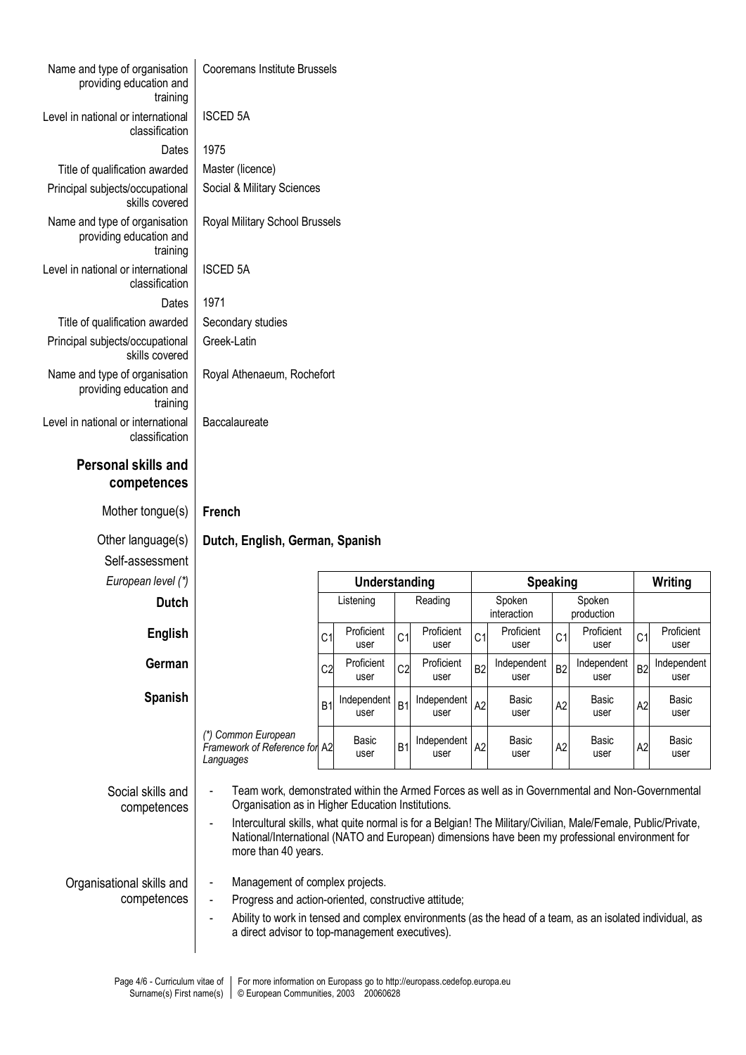| | |
|---|---|
| Name and type of organisation providing education and training | Cooremans Institute Brussels |
| Level in national or international classification | ISCED 5A |
| Dates | 1975 |
| Title of qualification awarded | Master (licence) |
| Principal subjects/occupational skills covered | Social & Military Sciences |
| Name and type of organisation providing education and training | Royal Military School Brussels |
| Level in national or international classification | ISCED 5A |
| Dates | 1971 |
| Title of qualification awarded | Secondary studies |
| Principal subjects/occupational skills covered | Greek-Latin |
| Name and type of organisation providing education and training | Royal Athenaeum, Rochefort |
| Level in national or international classification | Baccalaureate |

## Personal skills and competences

**Mother tongue(s):** **French**

**Other language(s):** **Dutch, English, German, Spanish**

Self-assessment

| *European level (\*)* | Understanding | | | | Speaking | | | | Writing | |
|---|---|---|---|---|---|---|---|---|---|---|
| **Dutch** | Listening | | Reading | | Spoken interaction | | Spoken production | | | |
| **English** | C1 | Proficient user | C1 | Proficient user | C1 | Proficient user | C1 | Proficient user | C1 | Proficient user |
| **German** | C2 | Proficient user | C2 | Proficient user | B2 | Independent user | B2 | Independent user | B2 | Independent user |
| **Spanish** | B1 | Independent user | B1 | Independent user | A2 | Basic user | A2 | Basic user | A2 | Basic user |
| *(\*) Common European Framework of Reference for Languages* | A2 | Basic user | B1 | Independent user | A2 | Basic user | A2 | Basic user | A2 | Basic user |

**Social skills and competences**

- Team work, demonstrated within the Armed Forces as well as in Governmental and Non-Governmental Organisation as in Higher Education Institutions.
- Intercultural skills, what quite normal is for a Belgian! The Military/Civilian, Male/Female, Public/Private, National/International (NATO and European) dimensions have been my professional environment for more than 40 years.

**Organisational skills and competences**

- Management of complex projects.
- Progress and action-oriented, constructive attitude;
- Ability to work in tensed and complex environments (as the head of a team, as an isolated individual, as a direct advisor to top-management executives).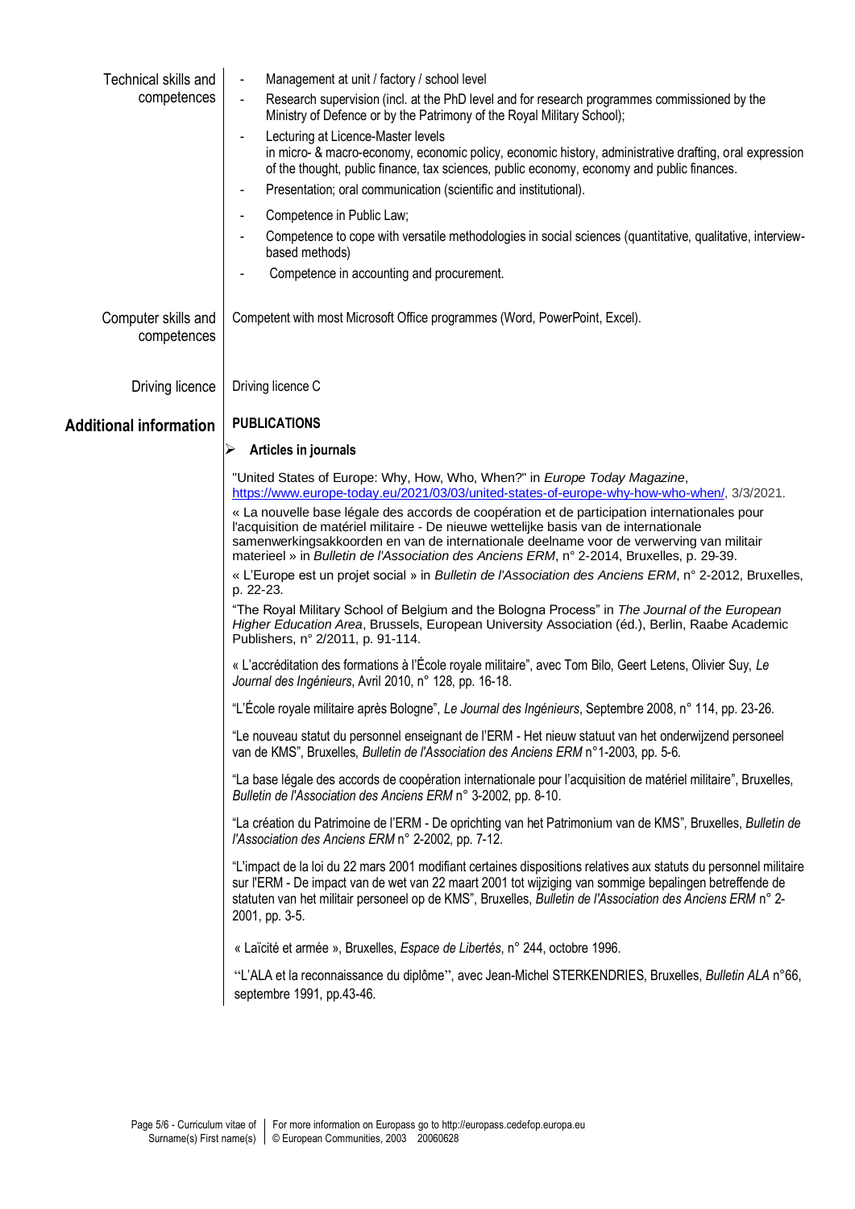**Technical skills and competences**

- Management at unit / factory / school level
- Research supervision (incl. at the PhD level and for research programmes commissioned by the Ministry of Defence or by the Patrimony of the Royal Military School);
- Lecturing at Licence-Master levels
  in micro- & macro-economy, economic policy, economic history, administrative drafting, oral expression of the thought, public finance, tax sciences, public economy, economy and public finances.
- Presentation; oral communication (scientific and institutional).
- Competence in Public Law;
- Competence to cope with versatile methodologies in social sciences (quantitative, qualitative, interview-based methods)
- Competence in accounting and procurement.

**Computer skills and competences**

Competent with most Microsoft Office programmes (Word, PowerPoint, Excel).

**Driving licence**

Driving licence C

## Additional information

**PUBLICATIONS**

- **Articles in journals**

"United States of Europe: Why, How, Who, When?" in *Europe Today Magazine*, https://www.europe-today.eu/2021/03/03/united-states-of-europe-why-how-who-when/, 3/3/2021.

« La nouvelle base légale des accords de coopération et de participation internationales pour l'acquisition de matériel militaire - De nieuwe wettelijke basis van de internationale samenwerkingsakkoorden en van de internationale deelname voor de verwerving van militair materieel » in *Bulletin de l'Association des Anciens ERM*, n° 2-2014, Bruxelles, p. 29-39.

« L'Europe est un projet social » in *Bulletin de l'Association des Anciens ERM*, n° 2-2012, Bruxelles, p. 22-23.

"The Royal Military School of Belgium and the Bologna Process" in *The Journal of the European Higher Education Area*, Brussels, European University Association (éd.), Berlin, Raabe Academic Publishers, n° 2/2011, p. 91-114.

« L'accréditation des formations à l'École royale militaire", avec Tom Bilo, Geert Letens, Olivier Suy, *Le Journal des Ingénieurs*, Avril 2010, n° 128, pp. 16-18.

"L'École royale militaire après Bologne", *Le Journal des Ingénieurs*, Septembre 2008, n° 114, pp. 23-26.

"Le nouveau statut du personnel enseignant de l'ERM - Het nieuw statuut van het onderwijzend personeel van de KMS", Bruxelles, *Bulletin de l'Association des Anciens ERM* n°1-2003, pp. 5-6.

"La base légale des accords de coopération internationale pour l'acquisition de matériel militaire", Bruxelles, *Bulletin de l'Association des Anciens ERM* n° 3-2002, pp. 8-10.

"La création du Patrimoine de l'ERM - De oprichting van het Patrimonium van de KMS", Bruxelles, *Bulletin de l'Association des Anciens ERM* n° 2-2002, pp. 7-12.

"L'impact de la loi du 22 mars 2001 modifiant certaines dispositions relatives aux statuts du personnel militaire sur l'ERM - De impact van de wet van 22 maart 2001 tot wijziging van sommige bepalingen betreffende de statuten van het militair personeel op de KMS", Bruxelles, *Bulletin de l'Association des Anciens ERM* n° 2-2001, pp. 3-5.

« Laïcité et armée », Bruxelles, *Espace de Libertés*, n° 244, octobre 1996.

"L'ALA et la reconnaissance du diplôme", avec Jean-Michel STERKENDRIES, Bruxelles, *Bulletin ALA* n°66, septembre 1991, pp.43-46.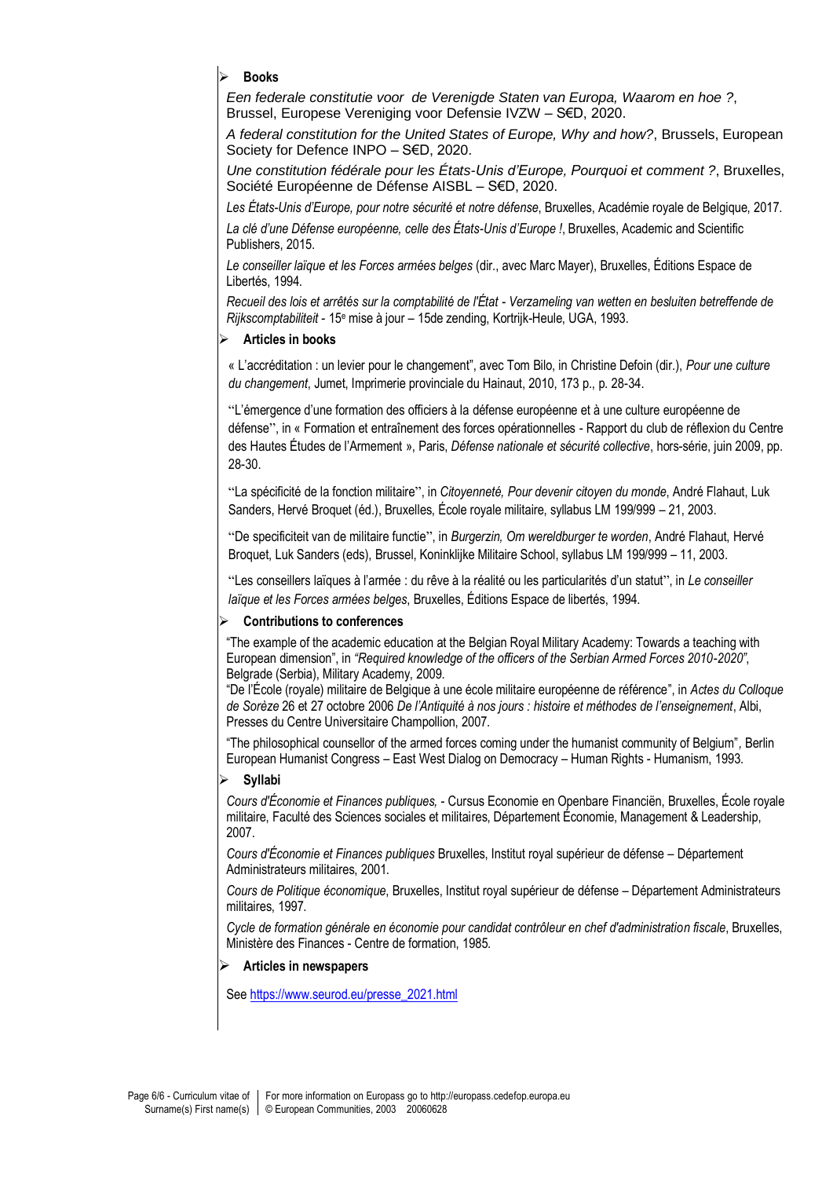- **Books**

*Een federale constitutie voor de Verenigde Staten van Europa, Waarom en hoe ?*, Brussel, Europese Vereniging voor Defensie IVZW – S€D, 2020.

*A federal constitution for the United States of Europe, Why and how?*, Brussels, European Society for Defence INPO – S€D, 2020.

*Une constitution fédérale pour les États-Unis d'Europe, Pourquoi et comment ?*, Bruxelles, Société Européenne de Défense AISBL – S€D, 2020.

*Les États-Unis d'Europe, pour notre sécurité et notre défense*, Bruxelles, Académie royale de Belgique, 2017.

*La clé d'une Défense européenne, celle des États-Unis d'Europe !*, Bruxelles, Academic and Scientific Publishers, 2015.

*Le conseiller laïque et les Forces armées belges* (dir., avec Marc Mayer), Bruxelles, Éditions Espace de Libertés, 1994.

*Recueil des lois et arrêtés sur la comptabilité de l'État - Verzameling van wetten en besluiten betreffende de Rijkscomptabiliteit* - 15e mise à jour – 15de zending, Kortrijk-Heule, UGA, 1993.

- **Articles in books**

« L'accréditation : un levier pour le changement", avec Tom Bilo, in Christine Defoin (dir.), *Pour une culture du changement*, Jumet, Imprimerie provinciale du Hainaut, 2010, 173 p., p. 28-34.

"L'émergence d'une formation des officiers à la défense européenne et à une culture européenne de défense", in « Formation et entraînement des forces opérationnelles - Rapport du club de réflexion du Centre des Hautes Études de l'Armement », Paris, *Défense nationale et sécurité collective*, hors-série, juin 2009, pp. 28-30.

"La spécificité de la fonction militaire", in *Citoyenneté, Pour devenir citoyen du monde*, André Flahaut, Luk Sanders, Hervé Broquet (éd.), Bruxelles, École royale militaire, syllabus LM 199/999 – 21, 2003.

"De specificiteit van de militaire functie", in *Burgerzin, Om wereldburger te worden*, André Flahaut, Hervé Broquet, Luk Sanders (eds), Brussel, Koninklijke Militaire School, syllabus LM 199/999 – 11, 2003.

"Les conseillers laïques à l'armée : du rêve à la réalité ou les particularités d'un statut", in *Le conseiller laïque et les Forces armées belges*, Bruxelles, Éditions Espace de libertés, 1994.

- **Contributions to conferences**

"The example of the academic education at the Belgian Royal Military Academy: Towards a teaching with European dimension", in *"Required knowledge of the officers of the Serbian Armed Forces 2010-2020"*, Belgrade (Serbia), Military Academy, 2009.

"De l'École (royale) militaire de Belgique à une école militaire européenne de référence", in *Actes du Colloque de Sorèze* 26 et 27 octobre 2006 *De l'Antiquité à nos jours : histoire et méthodes de l'enseignement*, Albi, Presses du Centre Universitaire Champollion, 2007.

"The philosophical counsellor of the armed forces coming under the humanist community of Belgium", Berlin European Humanist Congress – East West Dialog on Democracy – Human Rights - Humanism, 1993.

- **Syllabi**

*Cours d'Économie et Finances publiques,* - Cursus Economie en Openbare Financiën, Bruxelles, École royale militaire, Faculté des Sciences sociales et militaires, Département Économie, Management & Leadership, 2007.

*Cours d'Économie et Finances publiques* Bruxelles, Institut royal supérieur de défense – Département Administrateurs militaires, 2001.

*Cours de Politique économique*, Bruxelles, Institut royal supérieur de défense – Département Administrateurs militaires, 1997.

*Cycle de formation générale en économie pour candidat contrôleur en chef d'administration fiscale*, Bruxelles, Ministère des Finances - Centre de formation, 1985.

- **Articles in newspapers**

See https://www.seurod.eu/presse_2021.html